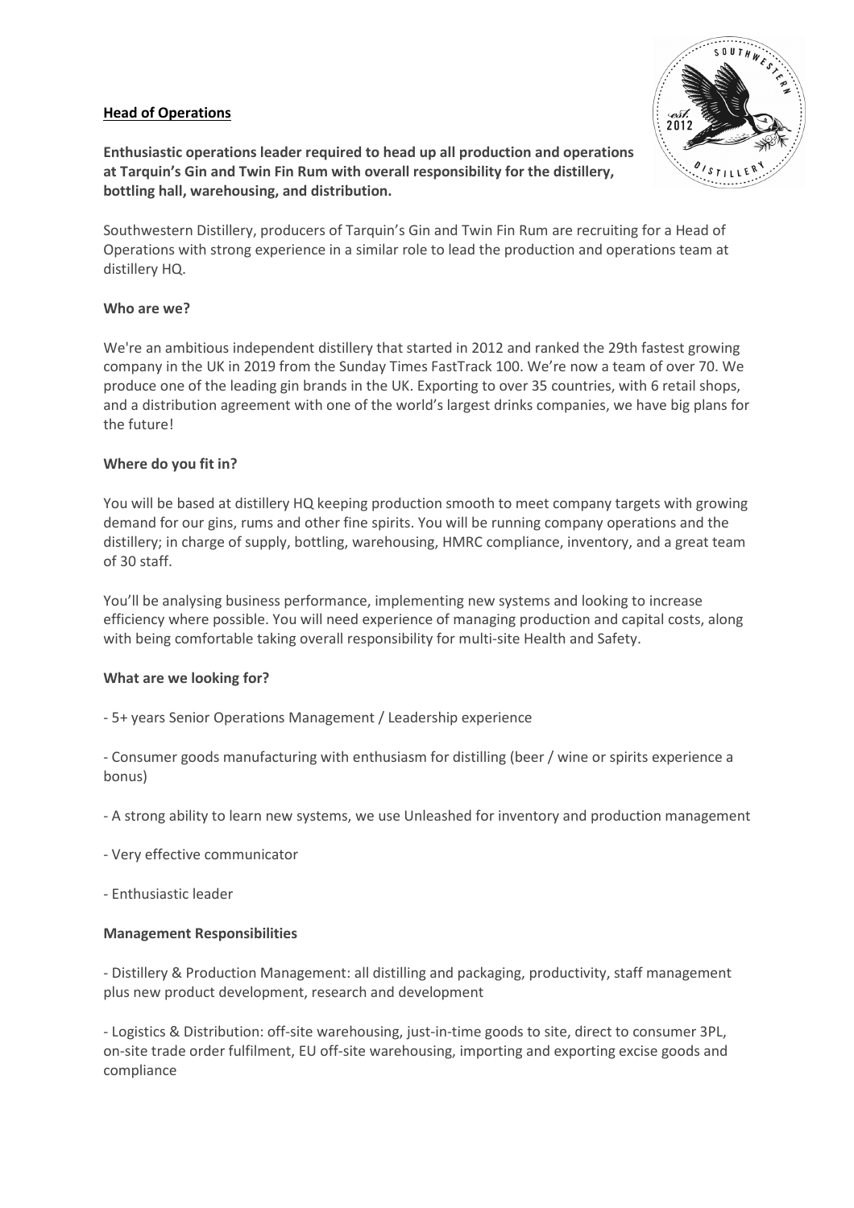**Head of Operations**

**Enthusiastic operations leader required to head up all production and operations at Tarquin's Gin and Twin Fin Rum with overall responsibility for the distillery, bottling hall, warehousing, and distribution.**

Southwestern Distillery, producers of Tarquin's Gin and Twin Fin Rum are recruiting for a Head of Operations with strong experience in a similar role to lead the production and operations team at distillery HQ.

**Who are we?**

We're an ambitious independent distillery that started in 2012 and ranked the 29th fastest growing company in the UK in 2019 from the Sunday Times FastTrack 100. We're now a team of over 70. We produce one of the leading gin brands in the UK. Exporting to over 35 countries, with 6 retail shops, and a distribution agreement with one of the world's largest drinks companies, we have big plans for the future!

**Where do you fit in?**

You will be based at distillery HQ keeping production smooth to meet company targets with growing demand for our gins, rums and other fine spirits. You will be running company operations and the distillery; in charge of supply, bottling, warehousing, HMRC compliance, inventory, and a great team of 30 staff.

You'll be analysing business performance, implementing new systems and looking to increase efficiency where possible. You will need experience of managing production and capital costs, along with being comfortable taking overall responsibility for multi-site Health and Safety.

**What are we looking for?**

- 5+ years Senior Operations Management / Leadership experience
- Consumer goods manufacturing with enthusiasm for distilling (beer / wine or spirits experience a bonus)
- A strong ability to learn new systems, we use Unleashed for inventory and production management
- Very effective communicator
- Enthusiastic leader

**Management Responsibilities**

- Distillery & Production Management: all distilling and packaging, productivity, staff management plus new product development, research and development
- Logistics & Distribution: off-site warehousing, just-in-time goods to site, direct to consumer 3PL, on-site trade order fulfilment, EU off-site warehousing, importing and exporting excise goods and compliance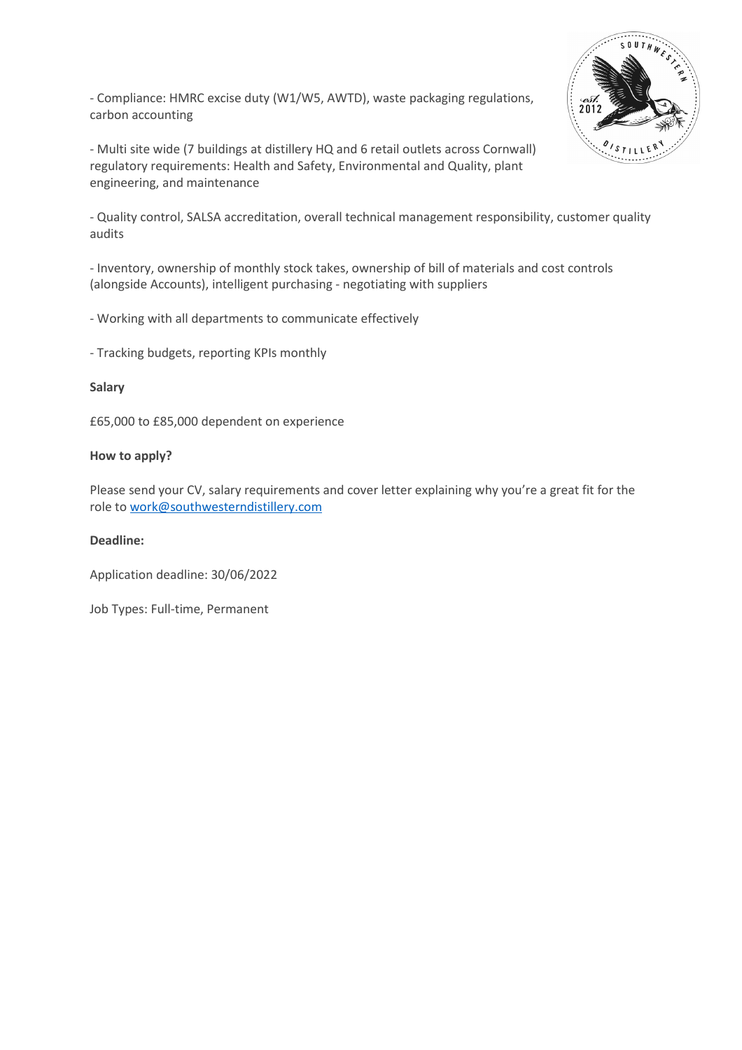- Compliance: HMRC excise duty (W1/W5, AWTD), waste packaging regulations, carbon accounting

- Multi site wide (7 buildings at distillery HQ and 6 retail outlets across Cornwall) regulatory requirements: Health and Safety, Environmental and Quality, plant engineering, and maintenance

- Quality control, SALSA accreditation, overall technical management responsibility, customer quality audits

- Inventory, ownership of monthly stock takes, ownership of bill of materials and cost controls (alongside Accounts), intelligent purchasing - negotiating with suppliers

- Working with all departments to communicate effectively

- Tracking budgets, reporting KPIs monthly

**Salary**

£65,000 to £85,000 dependent on experience

**How to apply?**

Please send your CV, salary requirements and cover letter explaining why you're a great fit for the role to [work@southwesterndistillery.com](mailto:work@southwesterndistillery.com)

**Deadline:**

Application deadline: 30/06/2022

Job Types: Full-time, Permanent